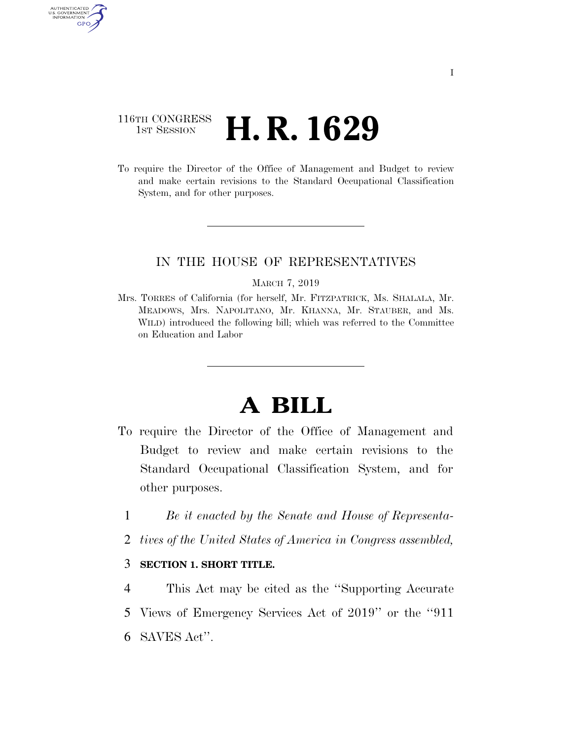116TH CONGRESS
1ST SESSION

# H. R. 1629

To require the Director of the Office of Management and Budget to review and make certain revisions to the Standard Occupational Classification System, and for other purposes.

IN THE HOUSE OF REPRESENTATIVES

MARCH 7, 2019

Mrs. TORRES of California (for herself, Mr. FITZPATRICK, Ms. SHALALA, Mr. MEADOWS, Mrs. NAPOLITANO, Mr. KHANNA, Mr. STAUBER, and Ms. WILD) introduced the following bill; which was referred to the Committee on Education and Labor

# A BILL

To require the Director of the Office of Management and Budget to review and make certain revisions to the Standard Occupational Classification System, and for other purposes.

1 *Be it enacted by the Senate and House of Representa-*
2 *tives of the United States of America in Congress assembled,*

3 **SECTION 1. SHORT TITLE.**

4 This Act may be cited as the ''Supporting Accurate
5 Views of Emergency Services Act of 2019'' or the ''911
6 SAVES Act''.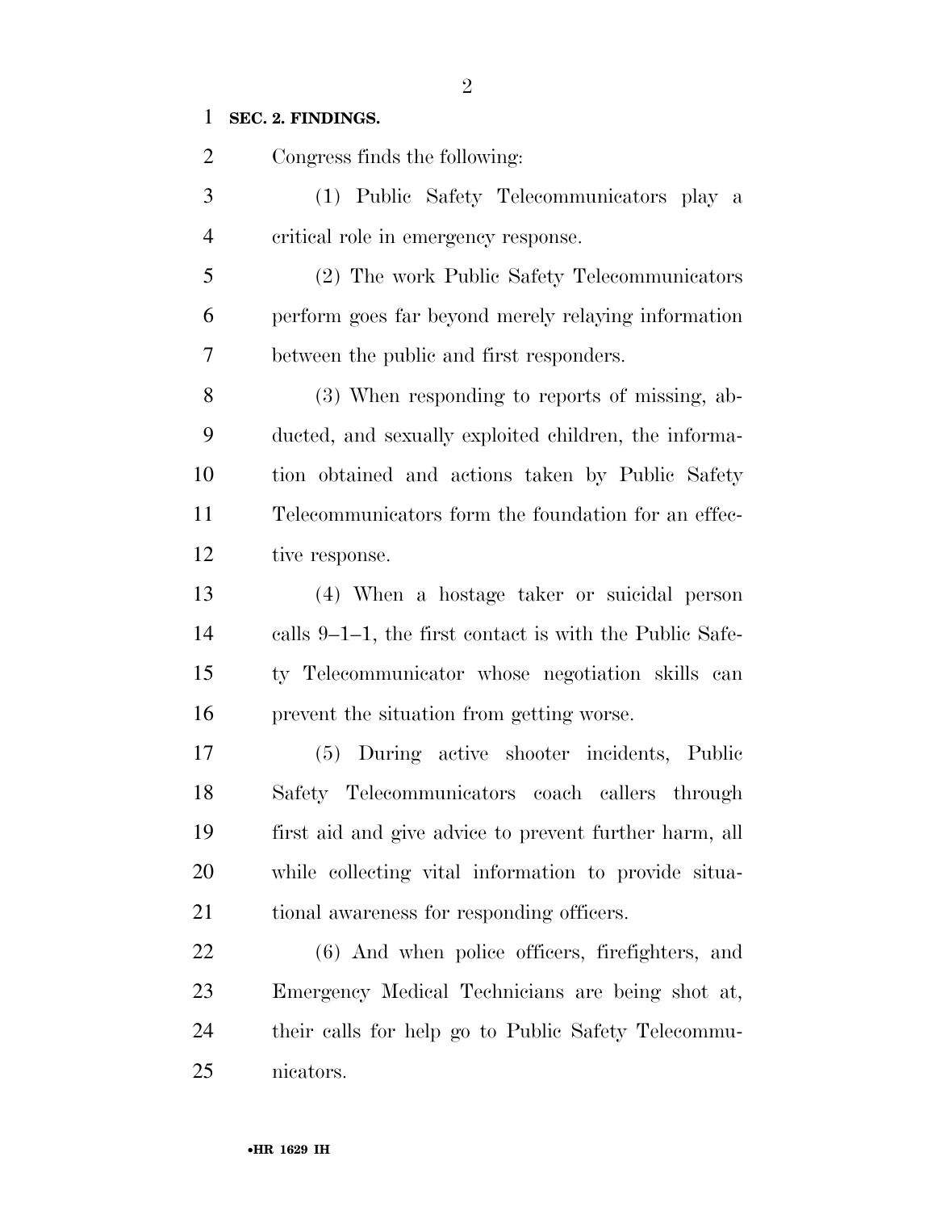**SEC. 2. FINDINGS.**

Congress finds the following:

(1) Public Safety Telecommunicators play a critical role in emergency response.

(2) The work Public Safety Telecommunicators perform goes far beyond merely relaying information between the public and first responders.

(3) When responding to reports of missing, abducted, and sexually exploited children, the information obtained and actions taken by Public Safety Telecommunicators form the foundation for an effective response.

(4) When a hostage taker or suicidal person calls 9–1–1, the first contact is with the Public Safety Telecommunicator whose negotiation skills can prevent the situation from getting worse.

(5) During active shooter incidents, Public Safety Telecommunicators coach callers through first aid and give advice to prevent further harm, all while collecting vital information to provide situational awareness for responding officers.

(6) And when police officers, firefighters, and Emergency Medical Technicians are being shot at, their calls for help go to Public Safety Telecommunicators.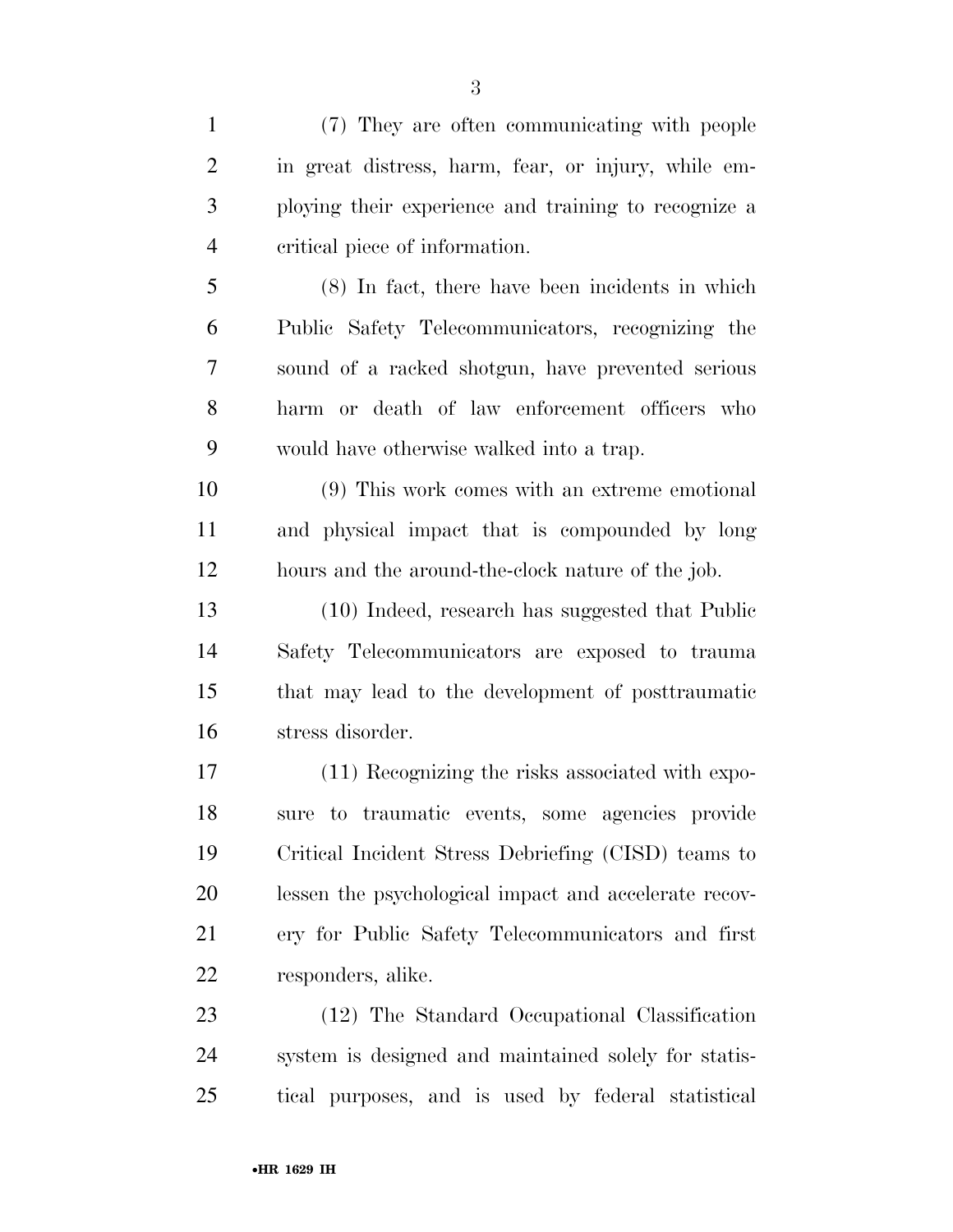(7) They are often communicating with people in great distress, harm, fear, or injury, while employing their experience and training to recognize a critical piece of information.

(8) In fact, there have been incidents in which Public Safety Telecommunicators, recognizing the sound of a racked shotgun, have prevented serious harm or death of law enforcement officers who would have otherwise walked into a trap.

(9) This work comes with an extreme emotional and physical impact that is compounded by long hours and the around-the-clock nature of the job.

(10) Indeed, research has suggested that Public Safety Telecommunicators are exposed to trauma that may lead to the development of posttraumatic stress disorder.

(11) Recognizing the risks associated with exposure to traumatic events, some agencies provide Critical Incident Stress Debriefing (CISD) teams to lessen the psychological impact and accelerate recovery for Public Safety Telecommunicators and first responders, alike.

(12) The Standard Occupational Classification system is designed and maintained solely for statistical purposes, and is used by federal statistical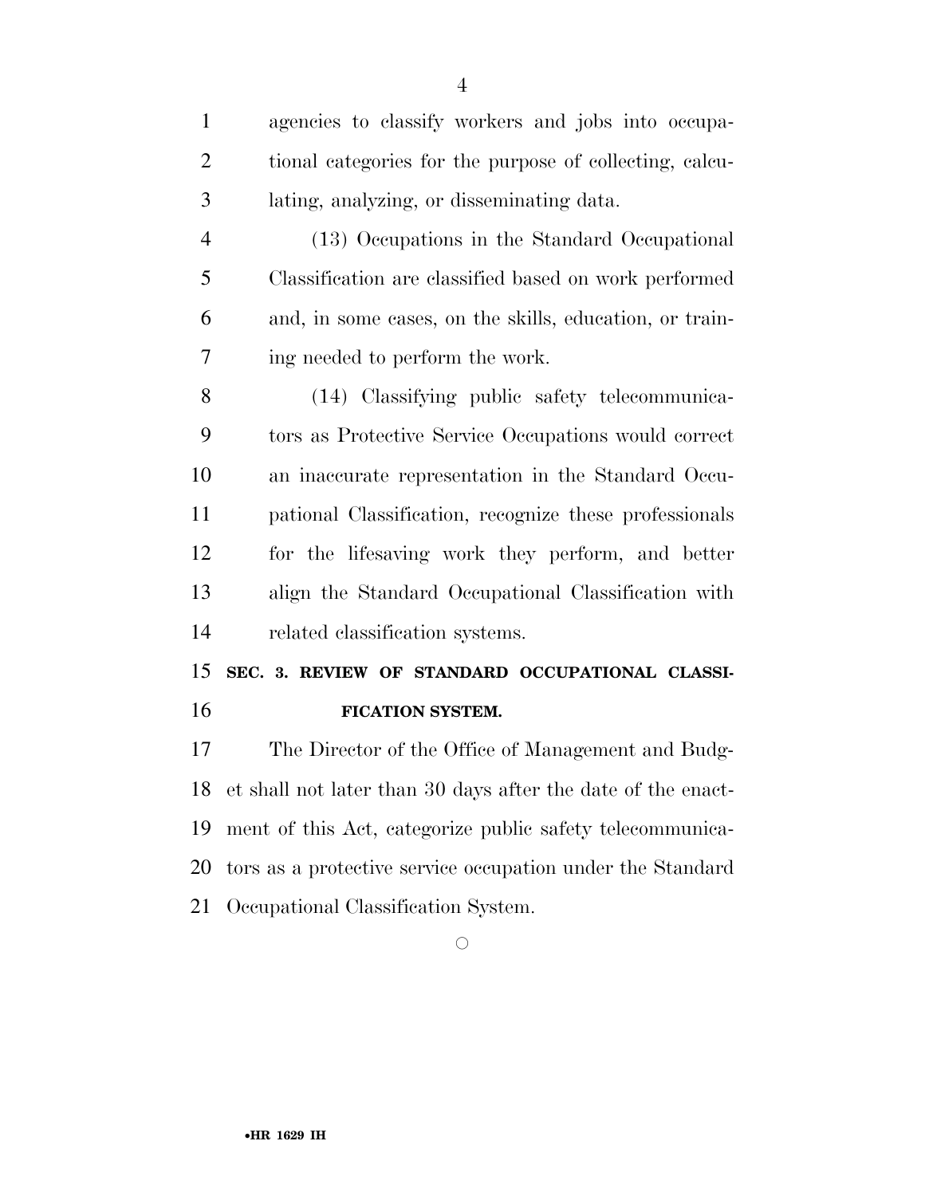agencies to classify workers and jobs into occupational categories for the purpose of collecting, calculating, analyzing, or disseminating data.

(13) Occupations in the Standard Occupational Classification are classified based on work performed and, in some cases, on the skills, education, or training needed to perform the work.

(14) Classifying public safety telecommunicators as Protective Service Occupations would correct an inaccurate representation in the Standard Occupational Classification, recognize these professionals for the lifesaving work they perform, and better align the Standard Occupational Classification with related classification systems.

## SEC. 3. REVIEW OF STANDARD OCCUPATIONAL CLASSIFICATION SYSTEM.

The Director of the Office of Management and Budget shall not later than 30 days after the date of the enactment of this Act, categorize public safety telecommunicators as a protective service occupation under the Standard Occupational Classification System.

○